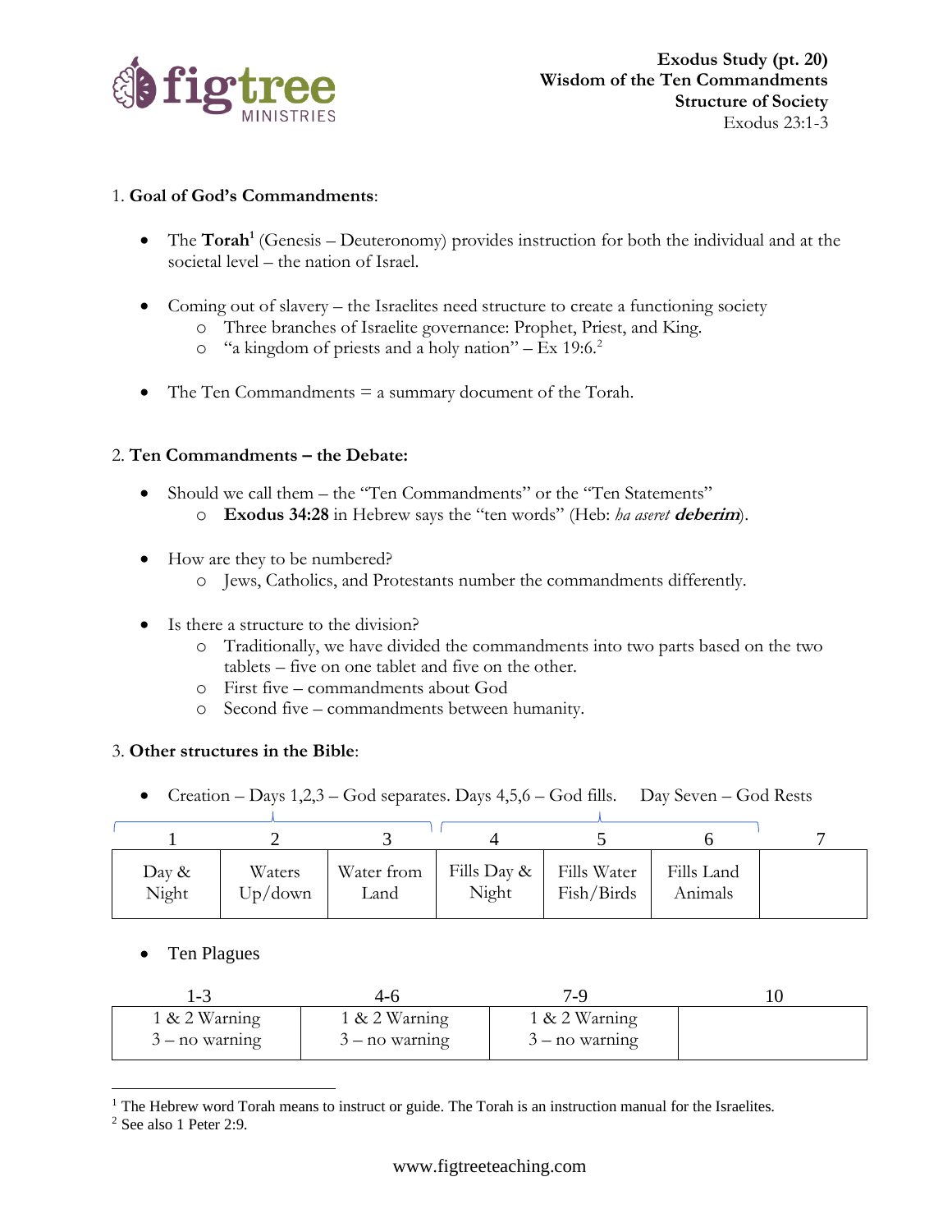**Exodus Study (pt. 20)**
**Wisdom of the Ten Commandments**
**Structure of Society**
Exodus 23:1-3

1. **Goal of God's Commandments**:

- The **Torah**[1] (Genesis – Deuteronomy) provides instruction for both the individual and at the societal level – the nation of Israel.

- Coming out of slavery – the Israelites need structure to create a functioning society
  - Three branches of Israelite governance: Prophet, Priest, and King.
  - "a kingdom of priests and a holy nation" – Ex 19:6.[2]

- The Ten Commandments = a summary document of the Torah.

2. **Ten Commandments – the Debate:**

- Should we call them – the "Ten Commandments" or the "Ten Statements"
  - **Exodus 34:28** in Hebrew says the "ten words" (Heb: *ha aseret* ***deberim***).

- How are they to be numbered?
  - Jews, Catholics, and Protestants number the commandments differently.

- Is there a structure to the division?
  - Traditionally, we have divided the commandments into two parts based on the two tablets – five on one tablet and five on the other.
  - First five – commandments about God
  - Second five – commandments between humanity.

3. **Other structures in the Bible**:

- Creation – Days 1,2,3 – God separates. Days 4,5,6 – God fills. Day Seven – God Rests

| 1 | 2 | 3 | 4 | 5 | 6 | 7 |
|---|---|---|---|---|---|---|
| Day & Night | Waters Up/down | Water from Land | Fills Day & Night | Fills Water Fish/Birds | Fills Land Animals | |

- Ten Plagues

| 1-3 | 4-6 | 7-9 | 10 |
|---|---|---|---|
| 1 & 2 Warning<br>3 – no warning | 1 & 2 Warning<br>3 – no warning | 1 & 2 Warning<br>3 – no warning | |

[1] The Hebrew word Torah means to instruct or guide. The Torah is an instruction manual for the Israelites.
[2] See also 1 Peter 2:9.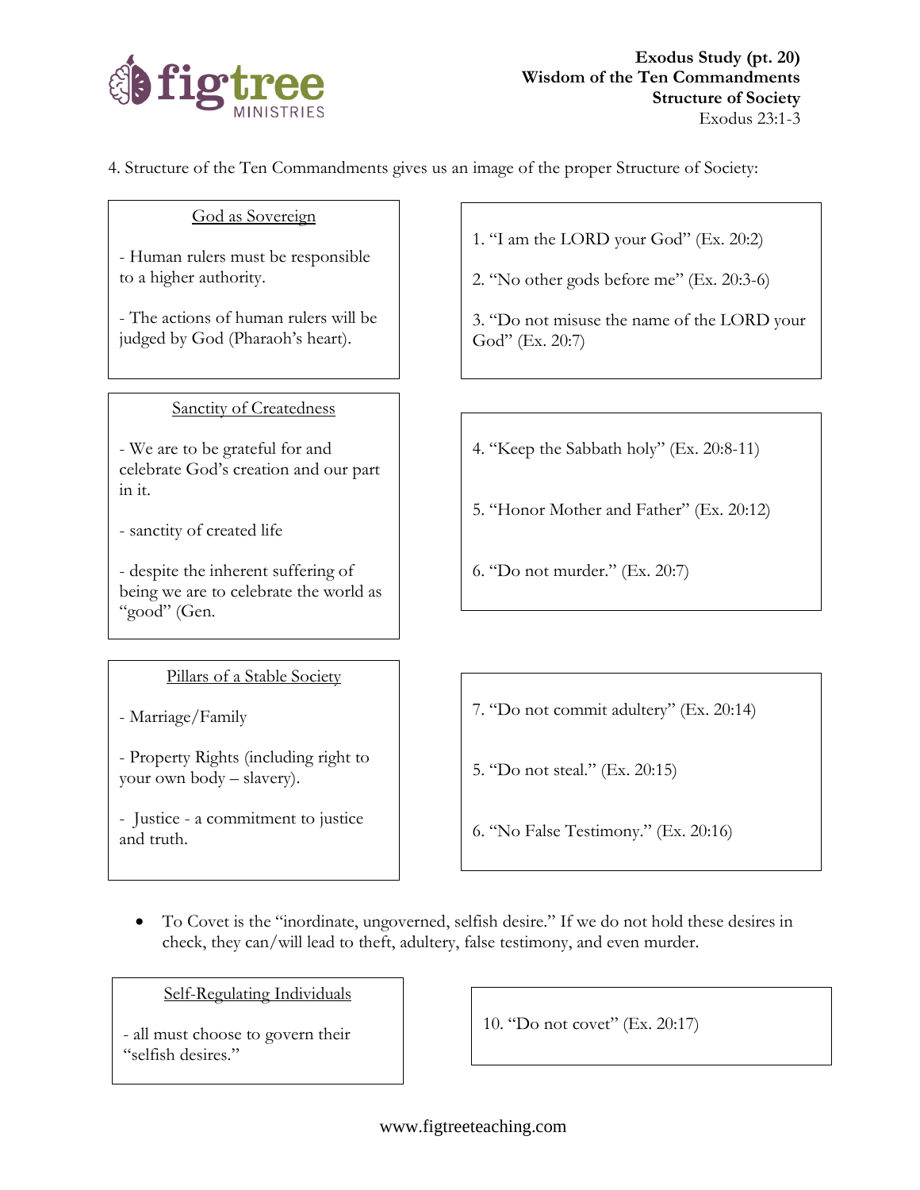**Exodus Study (pt. 20)**
**Wisdom of the Ten Commandments**
**Structure of Society**
Exodus 23:1-3

4. Structure of the Ten Commandments gives us an image of the proper Structure of Society:

| | |
|---|---|
| God as Sovereign<br><br>- Human rulers must be responsible to a higher authority.<br><br>- The actions of human rulers will be judged by God (Pharaoh's heart). | 1. "I am the LORD your God" (Ex. 20:2)<br><br>2. "No other gods before me" (Ex. 20:3-6)<br><br>3. "Do not misuse the name of the LORD your God" (Ex. 20:7) |
| Sanctity of Createdness<br><br>- We are to be grateful for and celebrate God's creation and our part in it.<br><br>- sanctity of created life<br><br>- despite the inherent suffering of being we are to celebrate the world as "good" (Gen. | 4. "Keep the Sabbath holy" (Ex. 20:8-11)<br><br>5. "Honor Mother and Father" (Ex. 20:12)<br><br>6. "Do not murder." (Ex. 20:7) |
| Pillars of a Stable Society<br><br>- Marriage/Family<br><br>- Property Rights (including right to your own body – slavery).<br><br>- Justice - a commitment to justice and truth. | 7. "Do not commit adultery" (Ex. 20:14)<br><br>5. "Do not steal." (Ex. 20:15)<br><br>6. "No False Testimony." (Ex. 20:16) |

- To Covet is the "inordinate, ungoverned, selfish desire." If we do not hold these desires in check, they can/will lead to theft, adultery, false testimony, and even murder.

| | |
|---|---|
| Self-Regulating Individuals<br><br>- all must choose to govern their "selfish desires." | 10. "Do not covet" (Ex. 20:17) |